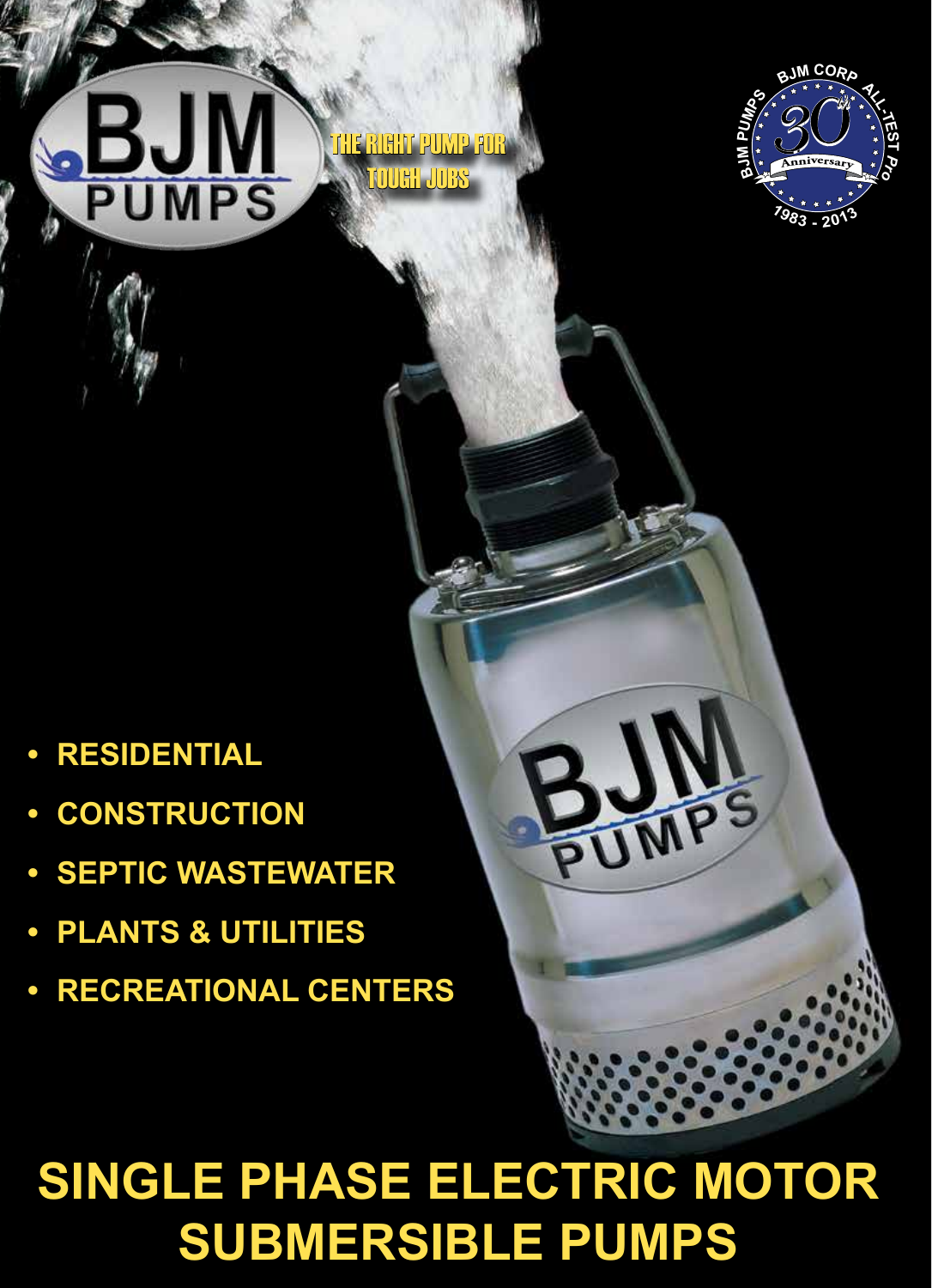THE RIGHT PUMP FOR TOUGH JOBS

BJM CORP ALL-TEST Pro BJM PUMPS 30 Anniversary 1983 - 2013

- **RESIDENTIAL**
- **CONSTRUCTION**
- **SEPTIC WASTEWATER**
- **PLANTS & UTILITIES**
- **RECREATIONAL CENTERS**

# SINGLE PHASE ELECTRIC MOTOR SUBMERSIBLE PUMPS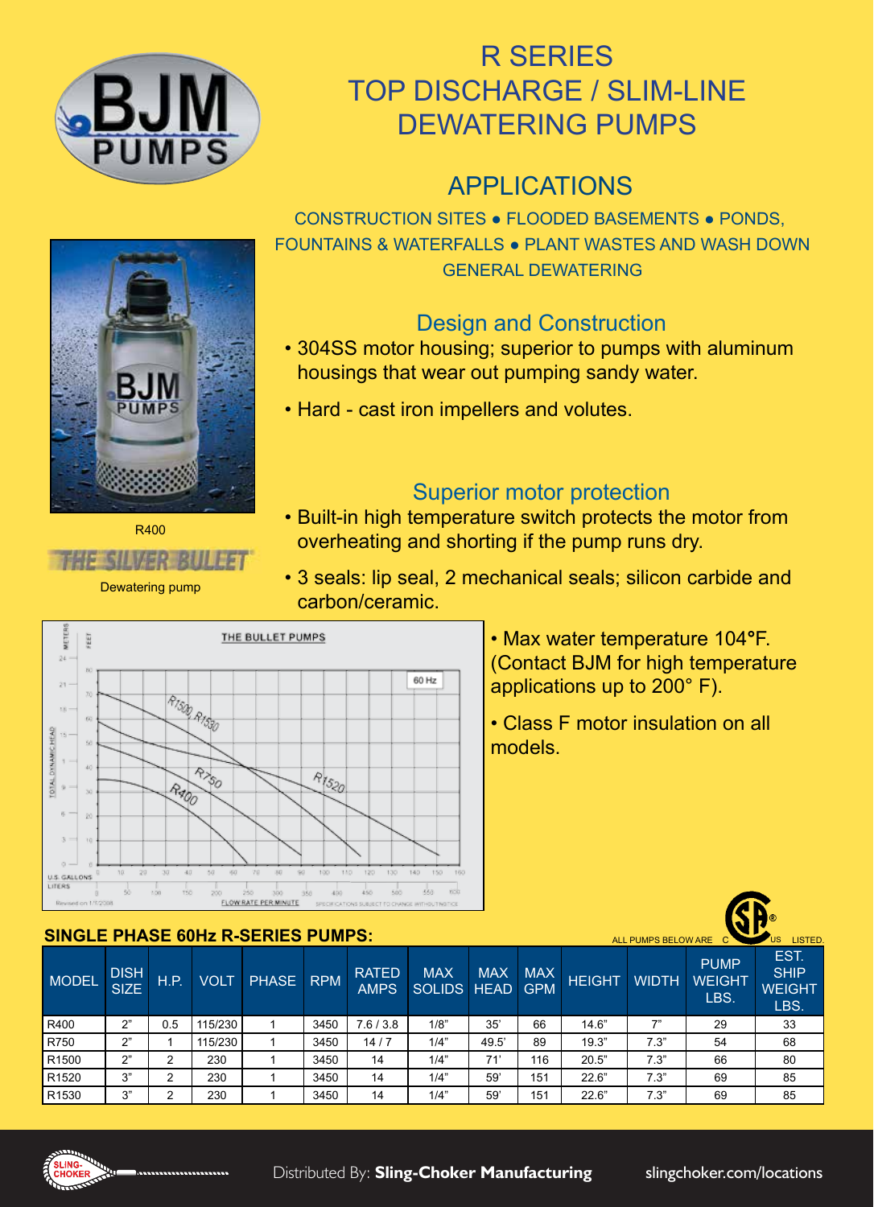# R SERIES
# TOP DISCHARGE / SLIM-LINE DEWATERING PUMPS

## APPLICATIONS

CONSTRUCTION SITES • FLOODED BASEMENTS • PONDS, FOUNTAINS & WATERFALLS • PLANT WASTES AND WASH DOWN GENERAL DEWATERING

R400

THE SILVER BULLET

Dewatering pump

### Design and Construction

- 304SS motor housing; superior to pumps with aluminum housings that wear out pumping sandy water.
- Hard - cast iron impellers and volutes.

### Superior motor protection

- Built-in high temperature switch protects the motor from overheating and shorting if the pump runs dry.
- 3 seals: lip seal, 2 mechanical seals; silicon carbide and carbon/ceramic.
- Max water temperature 104°F. (Contact BJM for high temperature applications up to 200° F).
- Class F motor insulation on all models.

### SINGLE PHASE 60Hz R-SERIES PUMPS:

ALL PUMPS BELOW ARE CSA LISTED.

| MODEL | DISH SIZE | H.P. | VOLT | PHASE | RPM | RATED AMPS | MAX SOLIDS | MAX HEAD | MAX GPM | HEIGHT | WIDTH | PUMP WEIGHT LBS. | EST. SHIP WEIGHT LBS. |
|---|---|---|---|---|---|---|---|---|---|---|---|---|---|
| R400 | 2" | 0.5 | 115/230 | 1 | 3450 | 7.6 / 3.8 | 1/8" | 35' | 66 | 14.6" | 7" | 29 | 33 |
| R750 | 2" | 1 | 115/230 | 1 | 3450 | 14 / 7 | 1/4" | 49.5' | 89 | 19.3" | 7.3" | 54 | 68 |
| R1500 | 2" | 2 | 230 | 1 | 3450 | 14 | 1/4" | 71' | 116 | 20.5" | 7.3" | 66 | 80 |
| R1520 | 3" | 2 | 230 | 1 | 3450 | 14 | 1/4" | 59' | 151 | 22.6" | 7.3" | 69 | 85 |
| R1530 | 3" | 2 | 230 | 1 | 3450 | 14 | 1/4" | 59' | 151 | 22.6" | 7.3" | 69 | 85 |

Distributed By: **Sling-Choker Manufacturing** slingchoker.com/locations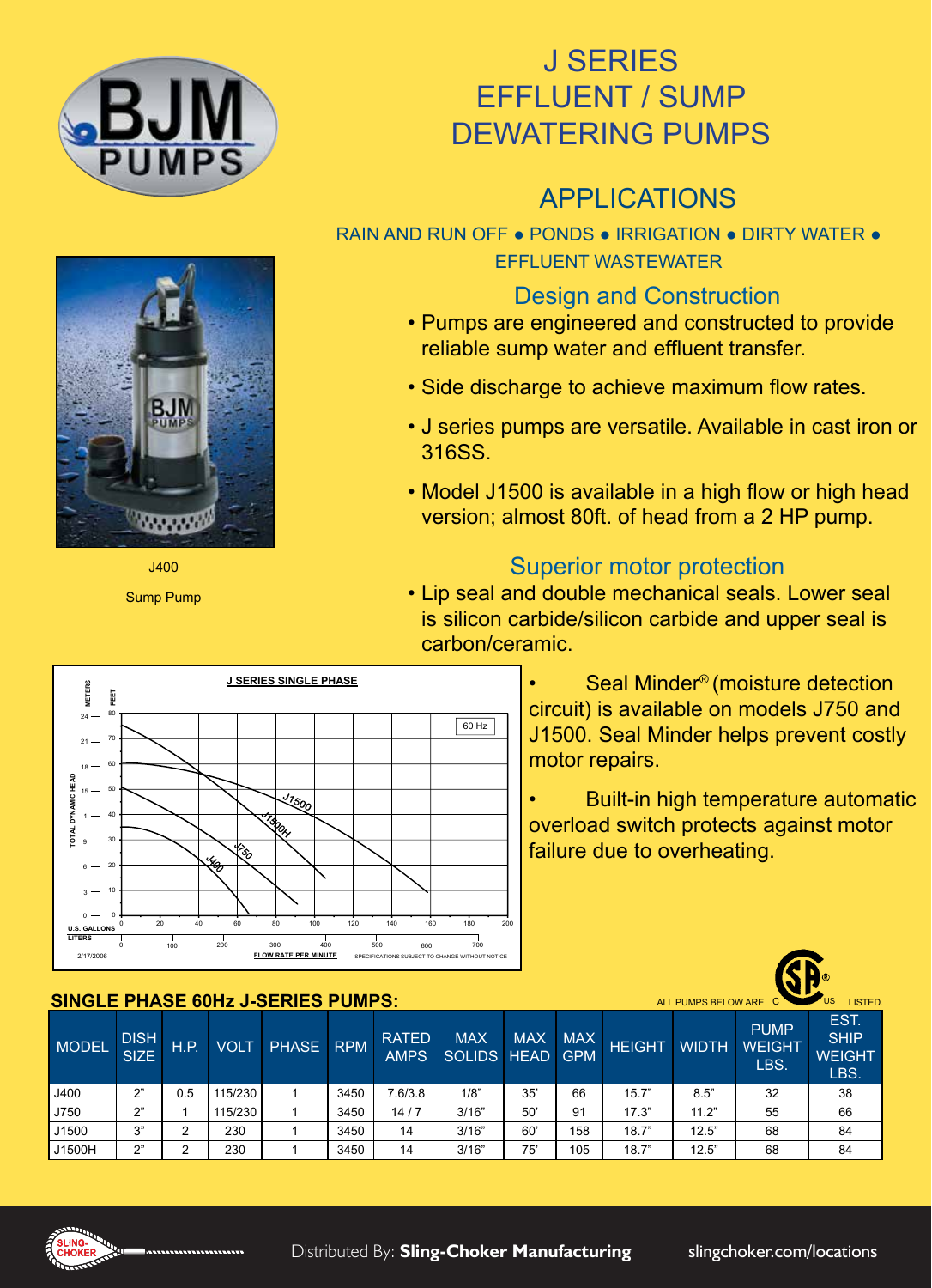# J SERIES EFFLUENT / SUMP DEWATERING PUMPS

## APPLICATIONS

RAIN AND RUN OFF • PONDS • IRRIGATION • DIRTY WATER • EFFLUENT WASTEWATER

### Design and Construction

- Pumps are engineered and constructed to provide reliable sump water and effluent transfer.
- Side discharge to achieve maximum flow rates.
- J series pumps are versatile. Available in cast iron or 316SS.
- Model J1500 is available in a high flow or high head version; almost 80ft. of head from a 2 HP pump.

### Superior motor protection

- Lip seal and double mechanical seals. Lower seal is silicon carbide/silicon carbide and upper seal is carbon/ceramic.
- Seal Minder® (moisture detection circuit) is available on models J750 and J1500. Seal Minder helps prevent costly motor repairs.
- Built-in high temperature automatic overload switch protects against motor failure due to overheating.

J400

Sump Pump

J SERIES SINGLE PHASE

60 Hz

SPECIFICATIONS SUBJECT TO CHANGE WITHOUT NOTICE

2/17/2006

## SINGLE PHASE 60Hz J-SERIES PUMPS:

ALL PUMPS BELOW ARE CSA US LISTED.

| MODEL | DISH SIZE | H.P. | VOLT | PHASE | RPM | RATED AMPS | MAX SOLIDS | MAX HEAD | MAX GPM | HEIGHT | WIDTH | PUMP WEIGHT LBS. | EST. SHIP WEIGHT LBS. |
|---|---|---|---|---|---|---|---|---|---|---|---|---|---|
| J400 | 2" | 0.5 | 115/230 | 1 | 3450 | 7.6/3.8 | 1/8" | 35' | 66 | 15.7" | 8.5" | 32 | 38 |
| J750 | 2" | 1 | 115/230 | 1 | 3450 | 14 / 7 | 3/16" | 50' | 91 | 17.3" | 11.2" | 55 | 66 |
| J1500 | 3" | 2 | 230 | 1 | 3450 | 14 | 3/16" | 60' | 158 | 18.7" | 12.5" | 68 | 84 |
| J1500H | 2" | 2 | 230 | 1 | 3450 | 14 | 3/16" | 75' | 105 | 18.7" | 12.5" | 68 | 84 |

Distributed By: **Sling-Choker Manufacturing** slingchoker.com/locations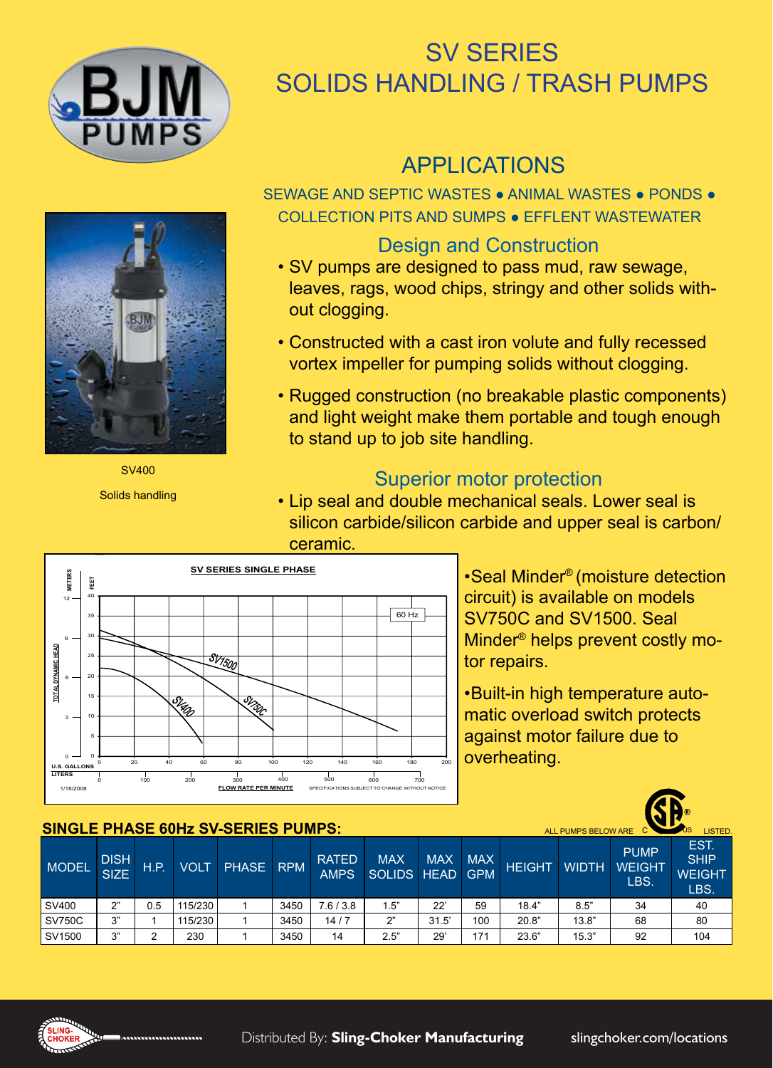# SV SERIES
# SOLIDS HANDLING / TRASH PUMPS

SV400

Solids handling

## APPLICATIONS

SEWAGE AND SEPTIC WASTES ● ANIMAL WASTES ● PONDS ● COLLECTION PITS AND SUMPS ● EFFLENT WASTEWATER

### Design and Construction

- SV pumps are designed to pass mud, raw sewage, leaves, rags, wood chips, stringy and other solids without clogging.
- Constructed with a cast iron volute and fully recessed vortex impeller for pumping solids without clogging.
- Rugged construction (no breakable plastic components) and light weight make them portable and tough enough to stand up to job site handling.

### Superior motor protection

- Lip seal and double mechanical seals. Lower seal is silicon carbide/silicon carbide and upper seal is carbon/ceramic.
- Seal Minder® (moisture detection circuit) is available on models SV750C and SV1500. Seal Minder® helps prevent costly motor repairs.
- Built-in high temperature automatic overload switch protects against motor failure due to overheating.

**SV SERIES SINGLE PHASE**

60 Hz

TOTAL DYNAMIC HEAD (METERS / FEET) vs. FLOW RATE PER MINUTE (U.S. GALLONS / LITERS) — curves: SV400, SV750C, SV1500

1/18/2008 SPECIFICATIONS SUBJECT TO CHANGE WITHOUT NOTICE

## SINGLE PHASE 60Hz SV-SERIES PUMPS:

ALL PUMPS BELOW ARE CSA US LISTED.

| MODEL | DISH SIZE | H.P. | VOLT | PHASE | RPM | RATED AMPS | MAX SOLIDS | MAX HEAD | MAX GPM | HEIGHT | WIDTH | PUMP WEIGHT LBS. | EST. SHIP WEIGHT LBS. |
|---|---|---|---|---|---|---|---|---|---|---|---|---|---|
| SV400 | 2" | 0.5 | 115/230 | 1 | 3450 | 7.6 / 3.8 | 1.5" | 22' | 59 | 18.4" | 8.5" | 34 | 40 |
| SV750C | 3" | 1 | 115/230 | 1 | 3450 | 14 / 7 | 2" | 31.5' | 100 | 20.8" | 13.8" | 68 | 80 |
| SV1500 | 3" | 2 | 230 | 1 | 3450 | 14 | 2.5" | 29' | 171 | 23.6" | 15.3" | 92 | 104 |

Distributed By: **Sling-Choker Manufacturing** slingchoker.com/locations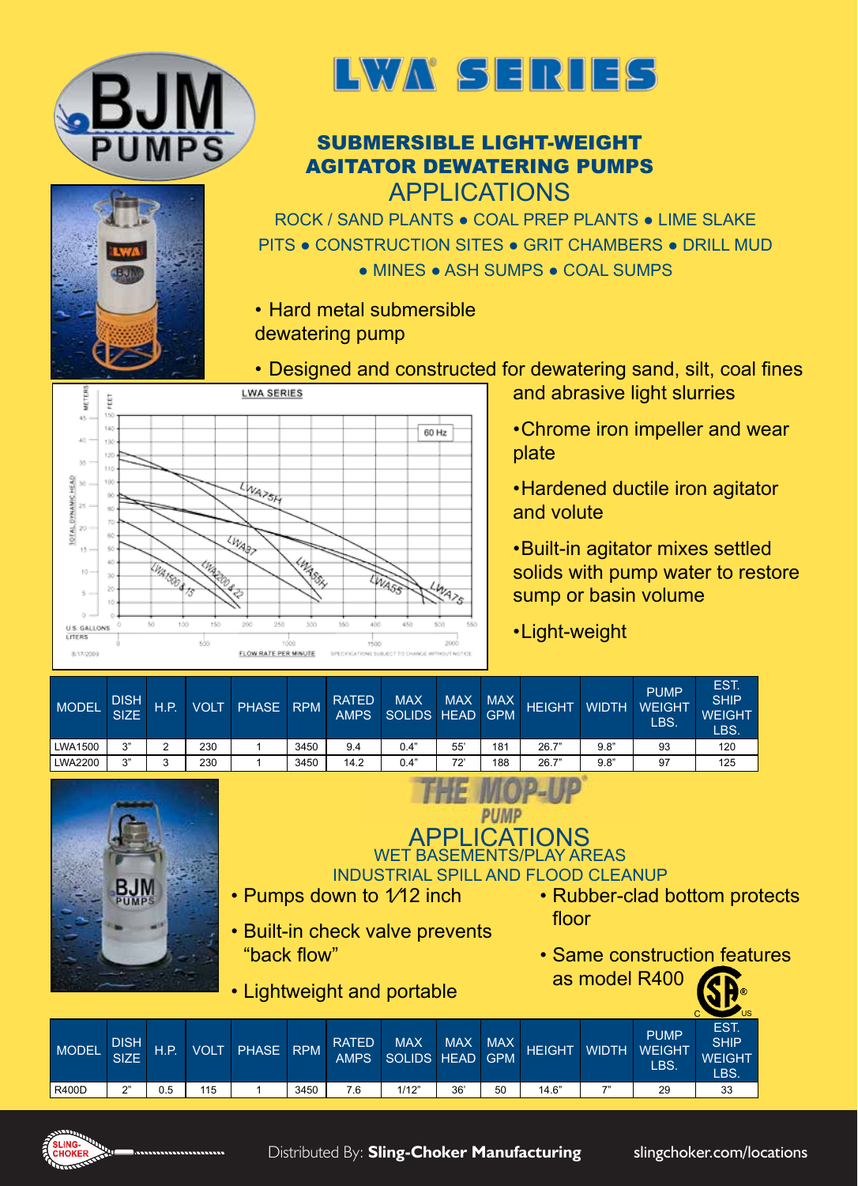# LWA SERIES

## SUBMERSIBLE LIGHT-WEIGHT AGITATOR DEWATERING PUMPS

### APPLICATIONS

ROCK / SAND PLANTS ● COAL PREP PLANTS ● LIME SLAKE PITS ● CONSTRUCTION SITES ● GRIT CHAMBERS ● DRILL MUD ● MINES ● ASH SUMPS ● COAL SUMPS

- Hard metal submersible dewatering pump
- Designed and constructed for dewatering sand, silt, coal fines and abrasive light slurries
- Chrome iron impeller and wear plate
- Hardened ductile iron agitator and volute
- Built-in agitator mixes settled solids with pump water to restore sump or basin volume
- Light-weight

| MODEL | DISH SIZE | H.P. | VOLT | PHASE | RPM | RATED AMPS | MAX SOLIDS | MAX HEAD | MAX GPM | HEIGHT | WIDTH | PUMP WEIGHT LBS. | EST. SHIP WEIGHT LBS. |
|---|---|---|---|---|---|---|---|---|---|---|---|---|---|
| LWA1500 | 3" | 2 | 230 | 1 | 3450 | 9.4 | 0.4" | 55' | 181 | 26.7" | 9.8" | 93 | 120 |
| LWA2200 | 3" | 3 | 230 | 1 | 3450 | 14.2 | 0.4" | 72' | 188 | 26.7" | 9.8" | 97 | 125 |

# THE MOP-UP PUMP

### APPLICATIONS

WET BASEMENTS/PLAY AREAS

INDUSTRIAL SPILL AND FLOOD CLEANUP

- Pumps down to 1⁄12 inch
- Built-in check valve prevents "back flow"
- Lightweight and portable
- Rubber-clad bottom protects floor
- Same construction features as model R400

| MODEL | DISH SIZE | H.P. | VOLT | PHASE | RPM | RATED AMPS | MAX SOLIDS | MAX HEAD | MAX GPM | HEIGHT | WIDTH | PUMP WEIGHT LBS. | EST. SHIP WEIGHT LBS. |
|---|---|---|---|---|---|---|---|---|---|---|---|---|---|
| R400D | 2" | 0.5 | 115 | 1 | 3450 | 7.6 | 1/12" | 36' | 50 | 14.6" | 7" | 29 | 33 |

Distributed By: **Sling-Choker Manufacturing** slingchoker.com/locations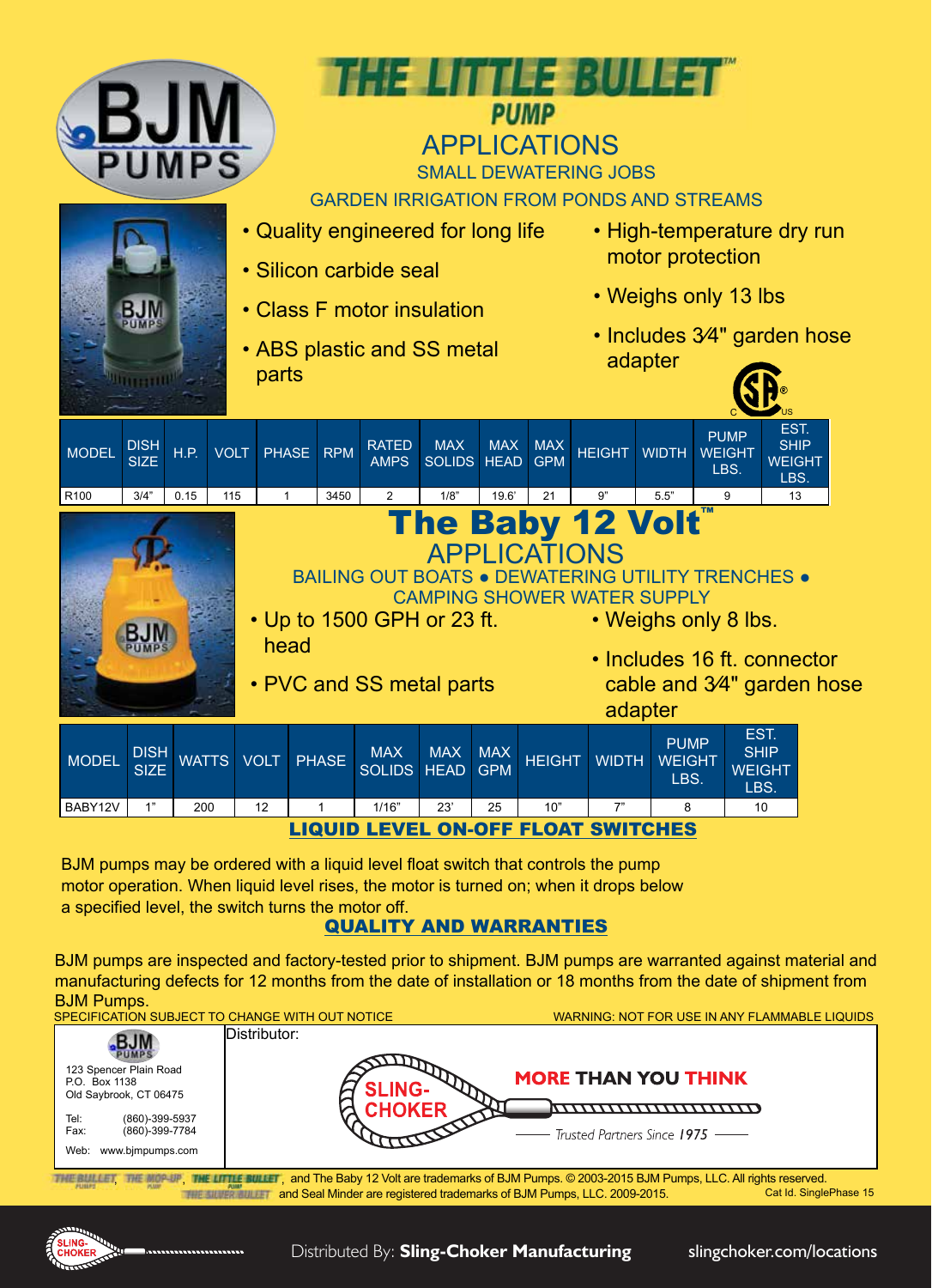# THE LITTLE BULLET™ PUMP

## APPLICATIONS

SMALL DEWATERING JOBS

GARDEN IRRIGATION FROM PONDS AND STREAMS

- Quality engineered for long life
- Silicon carbide seal
- Class F motor insulation
- ABS plastic and SS metal parts
- High-temperature dry run motor protection
- Weighs only 13 lbs
- Includes 3⁄4" garden hose adapter

| MODEL | DISH SIZE | H.P. | VOLT | PHASE | RPM | RATED AMPS | MAX SOLIDS | MAX HEAD | MAX GPM | HEIGHT | WIDTH | PUMP WEIGHT LBS. | EST. SHIP WEIGHT LBS. |
|---|---|---|---|---|---|---|---|---|---|---|---|---|---|
| R100 | 3/4" | 0.15 | 115 | 1 | 3450 | 2 | 1/8" | 19.6' | 21 | 9" | 5.5" | 9 | 13 |

# The Baby 12 Volt™

## APPLICATIONS

BAILING OUT BOATS • DEWATERING UTILITY TRENCHES • CAMPING SHOWER WATER SUPPLY

- Up to 1500 GPH or 23 ft. head
- PVC and SS metal parts
- Weighs only 8 lbs.
- Includes 16 ft. connector cable and 3⁄4" garden hose adapter

| MODEL | DISH SIZE | WATTS | VOLT | PHASE | MAX SOLIDS | MAX HEAD | MAX GPM | HEIGHT | WIDTH | PUMP WEIGHT LBS. | EST. SHIP WEIGHT LBS. |
|---|---|---|---|---|---|---|---|---|---|---|---|
| BABY12V | 1" | 200 | 12 | 1 | 1/16" | 23' | 25 | 10" | 7" | 8 | 10 |

## LIQUID LEVEL ON-OFF FLOAT SWITCHES

BJM pumps may be ordered with a liquid level float switch that controls the pump motor operation. When liquid level rises, the motor is turned on; when it drops below a specified level, the switch turns the motor off.

## QUALITY AND WARRANTIES

BJM pumps are inspected and factory-tested prior to shipment. BJM pumps are warranted against material and manufacturing defects for 12 months from the date of installation or 18 months from the date of shipment from BJM Pumps.

SPECIFICATION SUBJECT TO CHANGE WITH OUT NOTICE

WARNING: NOT FOR USE IN ANY FLAMMABLE LIQUIDS

BJM PUMPS
123 Spencer Plain Road
P.O. Box 1138
Old Saybrook, CT 06475

Tel: (860)-399-5937
Fax: (860)-399-7784

Web: www.bjmpumps.com

Distributor:

SLING-CHOKER — MORE THAN YOU THINK — Trusted Partners Since 1975

THE BULLET, THE MOP-UP, THE LITTLE BULLET, and The Baby 12 Volt are trademarks of BJM Pumps. © 2003-2015 BJM Pumps, LLC. All rights reserved. THE SILVER BULLET and Seal Minder are registered trademarks of BJM Pumps, LLC. 2009-2015.

Cat Id. SinglePhase 15

Distributed By: **Sling-Choker Manufacturing** slingchoker.com/locations